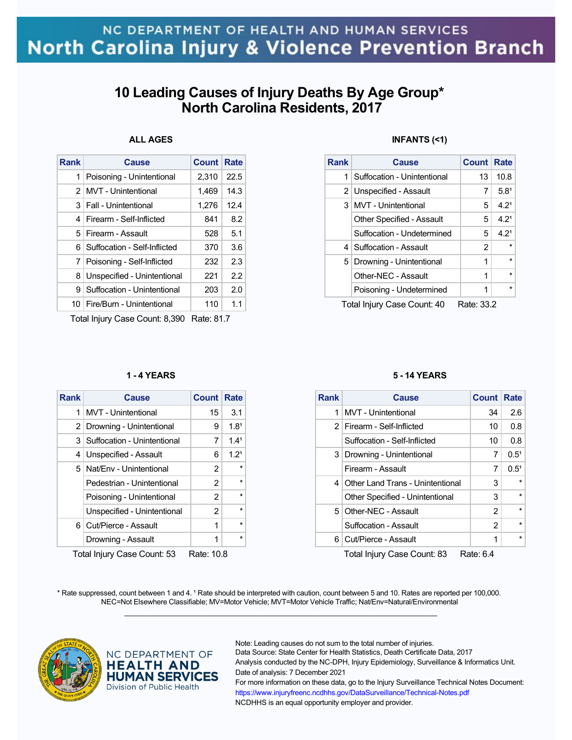NC DEPARTMENT OF HEALTH AND HUMAN SERVICES
North Carolina Injury & Violence Prevention Branch

# 10 Leading Causes of Injury Deaths By Age Group* North Carolina Residents, 2017

### ALL AGES

| Rank | Cause | Count | Rate |
|---|---|---|---|
| 1 | Poisoning - Unintentional | 2,310 | 22.5 |
| 2 | MVT - Unintentional | 1,469 | 14.3 |
| 3 | Fall - Unintentional | 1,276 | 12.4 |
| 4 | Firearm - Self-Inflicted | 841 | 8.2 |
| 5 | Firearm - Assault | 528 | 5.1 |
| 6 | Suffocation - Self-Inflicted | 370 | 3.6 |
| 7 | Poisoning - Self-Inflicted | 232 | 2.3 |
| 8 | Unspecified - Unintentional | 221 | 2.2 |
| 9 | Suffocation - Unintentional | 203 | 2.0 |
| 10 | Fire/Burn - Unintentional | 110 | 1.1 |

Total Injury Case Count: 8,390 Rate: 81.7

### INFANTS (<1)

| Rank | Cause | Count | Rate |
|---|---|---|---|
| 1 | Suffocation - Unintentional | 13 | 10.8 |
| 2 | Unspecified - Assault | 7 | 5.8[1] |
| 3 | MVT - Unintentional | 5 | 4.2[1] |
| | Other Specified - Assault | 5 | 4.2[1] |
| | Suffocation - Undetermined | 5 | 4.2[1] |
| 4 | Suffocation - Assault | 2 | * |
| 5 | Drowning - Unintentional | 1 | * |
| | Other-NEC - Assault | 1 | * |
| | Poisoning - Undetermined | 1 | * |

Total Injury Case Count: 40 Rate: 33.2

### 1 - 4 YEARS

| Rank | Cause | Count | Rate |
|---|---|---|---|
| 1 | MVT - Unintentional | 15 | 3.1 |
| 2 | Drowning - Unintentional | 9 | 1.8[1] |
| 3 | Suffocation - Unintentional | 7 | 1.4[1] |
| 4 | Unspecified - Assault | 6 | 1.2[1] |
| 5 | Nat/Env - Unintentional | 2 | * |
| | Pedestrian - Unintentional | 2 | * |
| | Poisoning - Unintentional | 2 | * |
| | Unspecified - Unintentional | 2 | * |
| 6 | Cut/Pierce - Assault | 1 | * |
| | Drowning - Assault | 1 | * |

Total Injury Case Count: 53 Rate: 10.8

### 5 - 14 YEARS

| Rank | Cause | Count | Rate |
|---|---|---|---|
| 1 | MVT - Unintentional | 34 | 2.6 |
| 2 | Firearm - Self-Inflicted | 10 | 0.8 |
| | Suffocation - Self-Inflicted | 10 | 0.8 |
| 3 | Drowning - Unintentional | 7 | 0.5[1] |
| | Firearm - Assault | 7 | 0.5[1] |
| 4 | Other Land Trans - Unintentional | 3 | * |
| | Other Specified - Unintentional | 3 | * |
| 5 | Other-NEC - Assault | 2 | * |
| | Suffocation - Assault | 2 | * |
| 6 | Cut/Pierce - Assault | 1 | * |

Total Injury Case Count: 83 Rate: 6.4

\* Rate suppressed, count between 1 and 4. [1] Rate should be interpreted with caution, count between 5 and 10. Rates are reported per 100,000.
NEC=Not Elsewhere Classifiable; MV=Motor Vehicle; MVT=Motor Vehicle Traffic; Nat/Env=Natural/Environmental

NC DEPARTMENT OF HEALTH AND HUMAN SERVICES
Division of Public Health

Note: Leading causes do not sum to the total number of injuries.
Data Source: State Center for Health Statistics, Death Certificate Data, 2017
Analysis conducted by the NC-DPH, Injury Epidemiology, Surveillance & Informatics Unit.
Date of analysis: 7 December 2021
For more information on these data, go to the Injury Surveillance Technical Notes Document:
https://www.injuryfreenc.ncdhhs.gov/DataSurveillance/Technical-Notes.pdf
NCDHHS is an equal opportunity employer and provider.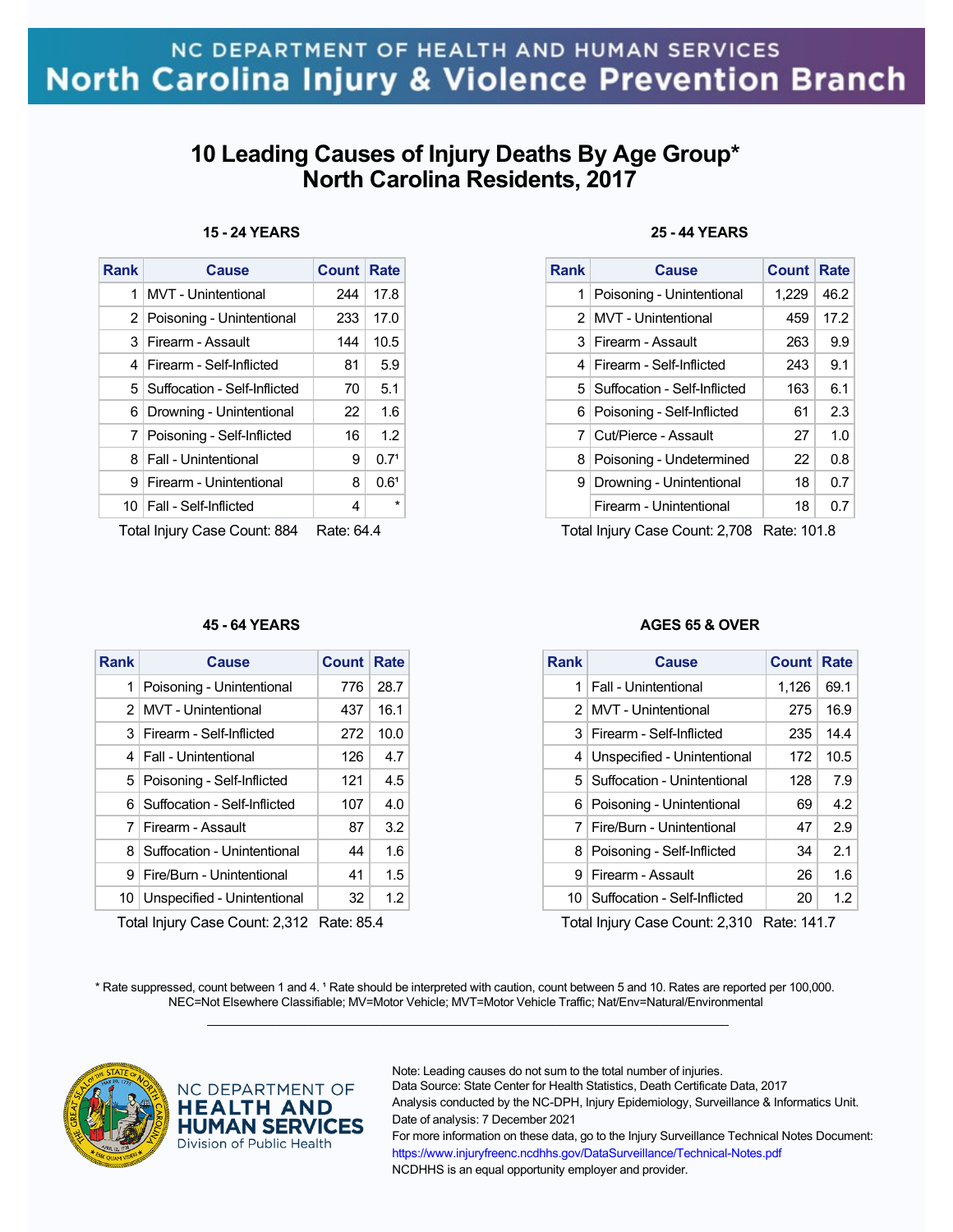NC DEPARTMENT OF HEALTH AND HUMAN SERVICES
North Carolina Injury & Violence Prevention Branch

# 10 Leading Causes of Injury Deaths By Age Group* North Carolina Residents, 2017

### 15 - 24 YEARS

| Rank | Cause | Count | Rate |
|---|---|---|---|
| 1 | MVT - Unintentional | 244 | 17.8 |
| 2 | Poisoning - Unintentional | 233 | 17.0 |
| 3 | Firearm - Assault | 144 | 10.5 |
| 4 | Firearm - Self-Inflicted | 81 | 5.9 |
| 5 | Suffocation - Self-Inflicted | 70 | 5.1 |
| 6 | Drowning - Unintentional | 22 | 1.6 |
| 7 | Poisoning - Self-Inflicted | 16 | 1.2 |
| 8 | Fall - Unintentional | 9 | 0.7[1] |
| 9 | Firearm - Unintentional | 8 | 0.6[1] |
| 10 | Fall - Self-Inflicted | 4 | * |

Total Injury Case Count: 884 Rate: 64.4

### 25 - 44 YEARS

| Rank | Cause | Count | Rate |
|---|---|---|---|
| 1 | Poisoning - Unintentional | 1,229 | 46.2 |
| 2 | MVT - Unintentional | 459 | 17.2 |
| 3 | Firearm - Assault | 263 | 9.9 |
| 4 | Firearm - Self-Inflicted | 243 | 9.1 |
| 5 | Suffocation - Self-Inflicted | 163 | 6.1 |
| 6 | Poisoning - Self-Inflicted | 61 | 2.3 |
| 7 | Cut/Pierce - Assault | 27 | 1.0 |
| 8 | Poisoning - Undetermined | 22 | 0.8 |
| 9 | Drowning - Unintentional | 18 | 0.7 |
| | Firearm - Unintentional | 18 | 0.7 |

Total Injury Case Count: 2,708 Rate: 101.8

### 45 - 64 YEARS

| Rank | Cause | Count | Rate |
|---|---|---|---|
| 1 | Poisoning - Unintentional | 776 | 28.7 |
| 2 | MVT - Unintentional | 437 | 16.1 |
| 3 | Firearm - Self-Inflicted | 272 | 10.0 |
| 4 | Fall - Unintentional | 126 | 4.7 |
| 5 | Poisoning - Self-Inflicted | 121 | 4.5 |
| 6 | Suffocation - Self-Inflicted | 107 | 4.0 |
| 7 | Firearm - Assault | 87 | 3.2 |
| 8 | Suffocation - Unintentional | 44 | 1.6 |
| 9 | Fire/Burn - Unintentional | 41 | 1.5 |
| 10 | Unspecified - Unintentional | 32 | 1.2 |

Total Injury Case Count: 2,312 Rate: 85.4

### AGES 65 & OVER

| Rank | Cause | Count | Rate |
|---|---|---|---|
| 1 | Fall - Unintentional | 1,126 | 69.1 |
| 2 | MVT - Unintentional | 275 | 16.9 |
| 3 | Firearm - Self-Inflicted | 235 | 14.4 |
| 4 | Unspecified - Unintentional | 172 | 10.5 |
| 5 | Suffocation - Unintentional | 128 | 7.9 |
| 6 | Poisoning - Unintentional | 69 | 4.2 |
| 7 | Fire/Burn - Unintentional | 47 | 2.9 |
| 8 | Poisoning - Self-Inflicted | 34 | 2.1 |
| 9 | Firearm - Assault | 26 | 1.6 |
| 10 | Suffocation - Self-Inflicted | 20 | 1.2 |

Total Injury Case Count: 2,310 Rate: 141.7

* Rate suppressed, count between 1 and 4. [1] Rate should be interpreted with caution, count between 5 and 10. Rates are reported per 100,000.
NEC=Not Elsewhere Classifiable; MV=Motor Vehicle; MVT=Motor Vehicle Traffic; Nat/Env=Natural/Environmental

NC DEPARTMENT OF HEALTH AND HUMAN SERVICES
Division of Public Health

Note: Leading causes do not sum to the total number of injuries.
Data Source: State Center for Health Statistics, Death Certificate Data, 2017
Analysis conducted by the NC-DPH, Injury Epidemiology, Surveillance & Informatics Unit.
Date of analysis: 7 December 2021
For more information on these data, go to the Injury Surveillance Technical Notes Document:
https://www.injuryfreenc.ncdhhs.gov/DataSurveillance/Technical-Notes.pdf
NCDHHS is an equal opportunity employer and provider.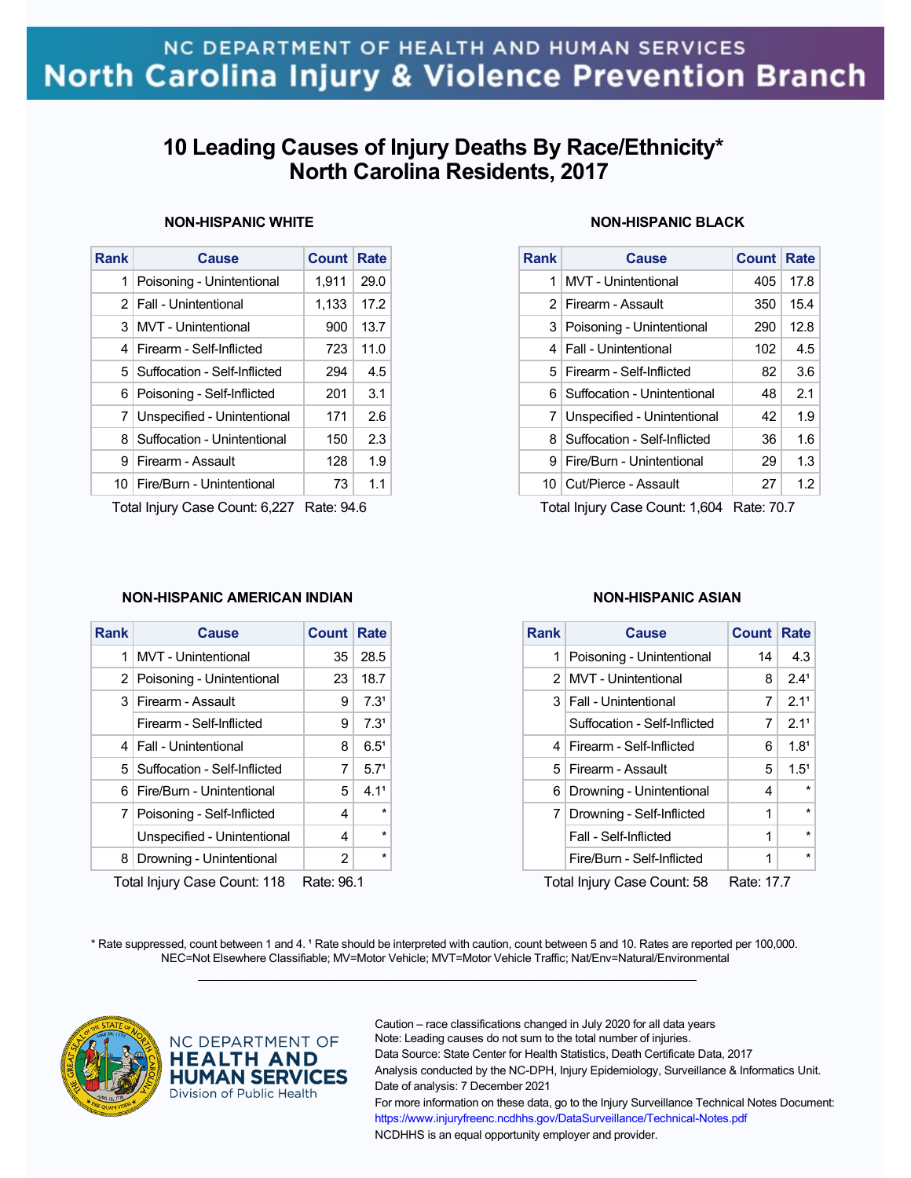NC DEPARTMENT OF HEALTH AND HUMAN SERVICES
North Carolina Injury & Violence Prevention Branch

# 10 Leading Causes of Injury Deaths By Race/Ethnicity* North Carolina Residents, 2017

### NON-HISPANIC WHITE

| Rank | Cause | Count | Rate |
|---|---|---|---|
| 1 | Poisoning - Unintentional | 1,911 | 29.0 |
| 2 | Fall - Unintentional | 1,133 | 17.2 |
| 3 | MVT - Unintentional | 900 | 13.7 |
| 4 | Firearm - Self-Inflicted | 723 | 11.0 |
| 5 | Suffocation - Self-Inflicted | 294 | 4.5 |
| 6 | Poisoning - Self-Inflicted | 201 | 3.1 |
| 7 | Unspecified - Unintentional | 171 | 2.6 |
| 8 | Suffocation - Unintentional | 150 | 2.3 |
| 9 | Firearm - Assault | 128 | 1.9 |
| 10 | Fire/Burn - Unintentional | 73 | 1.1 |

Total Injury Case Count: 6,227 Rate: 94.6

### NON-HISPANIC BLACK

| Rank | Cause | Count | Rate |
|---|---|---|---|
| 1 | MVT - Unintentional | 405 | 17.8 |
| 2 | Firearm - Assault | 350 | 15.4 |
| 3 | Poisoning - Unintentional | 290 | 12.8 |
| 4 | Fall - Unintentional | 102 | 4.5 |
| 5 | Firearm - Self-Inflicted | 82 | 3.6 |
| 6 | Suffocation - Unintentional | 48 | 2.1 |
| 7 | Unspecified - Unintentional | 42 | 1.9 |
| 8 | Suffocation - Self-Inflicted | 36 | 1.6 |
| 9 | Fire/Burn - Unintentional | 29 | 1.3 |
| 10 | Cut/Pierce - Assault | 27 | 1.2 |

Total Injury Case Count: 1,604 Rate: 70.7

### NON-HISPANIC AMERICAN INDIAN

| Rank | Cause | Count | Rate |
|---|---|---|---|
| 1 | MVT - Unintentional | 35 | 28.5 |
| 2 | Poisoning - Unintentional | 23 | 18.7 |
| 3 | Firearm - Assault | 9 | 7.3¹ |
| | Firearm - Self-Inflicted | 9 | 7.3¹ |
| 4 | Fall - Unintentional | 8 | 6.5¹ |
| 5 | Suffocation - Self-Inflicted | 7 | 5.7¹ |
| 6 | Fire/Burn - Unintentional | 5 | 4.1¹ |
| 7 | Poisoning - Self-Inflicted | 4 | * |
| | Unspecified - Unintentional | 4 | * |
| 8 | Drowning - Unintentional | 2 | * |

Total Injury Case Count: 118 Rate: 96.1

### NON-HISPANIC ASIAN

| Rank | Cause | Count | Rate |
|---|---|---|---|
| 1 | Poisoning - Unintentional | 14 | 4.3 |
| 2 | MVT - Unintentional | 8 | 2.4¹ |
| 3 | Fall - Unintentional | 7 | 2.1¹ |
| | Suffocation - Self-Inflicted | 7 | 2.1¹ |
| 4 | Firearm - Self-Inflicted | 6 | 1.8¹ |
| 5 | Firearm - Assault | 5 | 1.5¹ |
| 6 | Drowning - Unintentional | 4 | * |
| 7 | Drowning - Self-Inflicted | 1 | * |
| | Fall - Self-Inflicted | 1 | * |
| | Fire/Burn - Self-Inflicted | 1 | * |

Total Injury Case Count: 58 Rate: 17.7

* Rate suppressed, count between 1 and 4. ¹ Rate should be interpreted with caution, count between 5 and 10. Rates are reported per 100,000.
NEC=Not Elsewhere Classifiable; MV=Motor Vehicle; MVT=Motor Vehicle Traffic; Nat/Env=Natural/Environmental

NC DEPARTMENT OF HEALTH AND HUMAN SERVICES
Division of Public Health

Caution – race classifications changed in July 2020 for all data years
Note: Leading causes do not sum to the total number of injuries.
Data Source: State Center for Health Statistics, Death Certificate Data, 2017
Analysis conducted by the NC-DPH, Injury Epidemiology, Surveillance & Informatics Unit.
Date of analysis: 7 December 2021
For more information on these data, go to the Injury Surveillance Technical Notes Document:
https://www.injuryfreenc.ncdhhs.gov/DataSurveillance/Technical-Notes.pdf
NCDHHS is an equal opportunity employer and provider.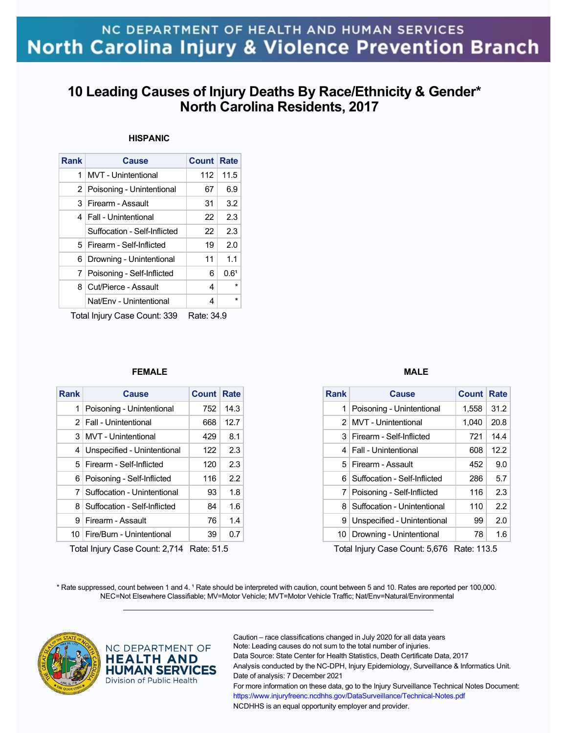NC DEPARTMENT OF HEALTH AND HUMAN SERVICES
North Carolina Injury & Violence Prevention Branch

# 10 Leading Causes of Injury Deaths By Race/Ethnicity & Gender* North Carolina Residents, 2017

## HISPANIC

| Rank | Cause | Count | Rate |
|---|---|---|---|
| 1 | MVT - Unintentional | 112 | 11.5 |
| 2 | Poisoning - Unintentional | 67 | 6.9 |
| 3 | Firearm - Assault | 31 | 3.2 |
| 4 | Fall - Unintentional | 22 | 2.3 |
| | Suffocation - Self-Inflicted | 22 | 2.3 |
| 5 | Firearm - Self-Inflicted | 19 | 2.0 |
| 6 | Drowning - Unintentional | 11 | 1.1 |
| 7 | Poisoning - Self-Inflicted | 6 | 0.6¹ |
| 8 | Cut/Pierce - Assault | 4 | * |
| | Nat/Env - Unintentional | 4 | * |

Total Injury Case Count: 339 Rate: 34.9

## FEMALE

| Rank | Cause | Count | Rate |
|---|---|---|---|
| 1 | Poisoning - Unintentional | 752 | 14.3 |
| 2 | Fall - Unintentional | 668 | 12.7 |
| 3 | MVT - Unintentional | 429 | 8.1 |
| 4 | Unspecified - Unintentional | 122 | 2.3 |
| 5 | Firearm - Self-Inflicted | 120 | 2.3 |
| 6 | Poisoning - Self-Inflicted | 116 | 2.2 |
| 7 | Suffocation - Unintentional | 93 | 1.8 |
| 8 | Suffocation - Self-Inflicted | 84 | 1.6 |
| 9 | Firearm - Assault | 76 | 1.4 |
| 10 | Fire/Burn - Unintentional | 39 | 0.7 |

Total Injury Case Count: 2,714 Rate: 51.5

## MALE

| Rank | Cause | Count | Rate |
|---|---|---|---|
| 1 | Poisoning - Unintentional | 1,558 | 31.2 |
| 2 | MVT - Unintentional | 1,040 | 20.8 |
| 3 | Firearm - Self-Inflicted | 721 | 14.4 |
| 4 | Fall - Unintentional | 608 | 12.2 |
| 5 | Firearm - Assault | 452 | 9.0 |
| 6 | Suffocation - Self-Inflicted | 286 | 5.7 |
| 7 | Poisoning - Self-Inflicted | 116 | 2.3 |
| 8 | Suffocation - Unintentional | 110 | 2.2 |
| 9 | Unspecified - Unintentional | 99 | 2.0 |
| 10 | Drowning - Unintentional | 78 | 1.6 |

Total Injury Case Count: 5,676 Rate: 113.5

* Rate suppressed, count between 1 and 4. ¹ Rate should be interpreted with caution, count between 5 and 10. Rates are reported per 100,000.
NEC=Not Elsewhere Classifiable; MV=Motor Vehicle; MVT=Motor Vehicle Traffic; Nat/Env=Natural/Environmental

NC DEPARTMENT OF HEALTH AND HUMAN SERVICES
Division of Public Health

Caution – race classifications changed in July 2020 for all data years
Note: Leading causes do not sum to the total number of injuries.
Data Source: State Center for Health Statistics, Death Certificate Data, 2017
Analysis conducted by the NC-DPH, Injury Epidemiology, Surveillance & Informatics Unit.
Date of analysis: 7 December 2021
For more information on these data, go to the Injury Surveillance Technical Notes Document:
https://www.injuryfreenc.ncdhhs.gov/DataSurveillance/Technical-Notes.pdf
NCDHHS is an equal opportunity employer and provider.